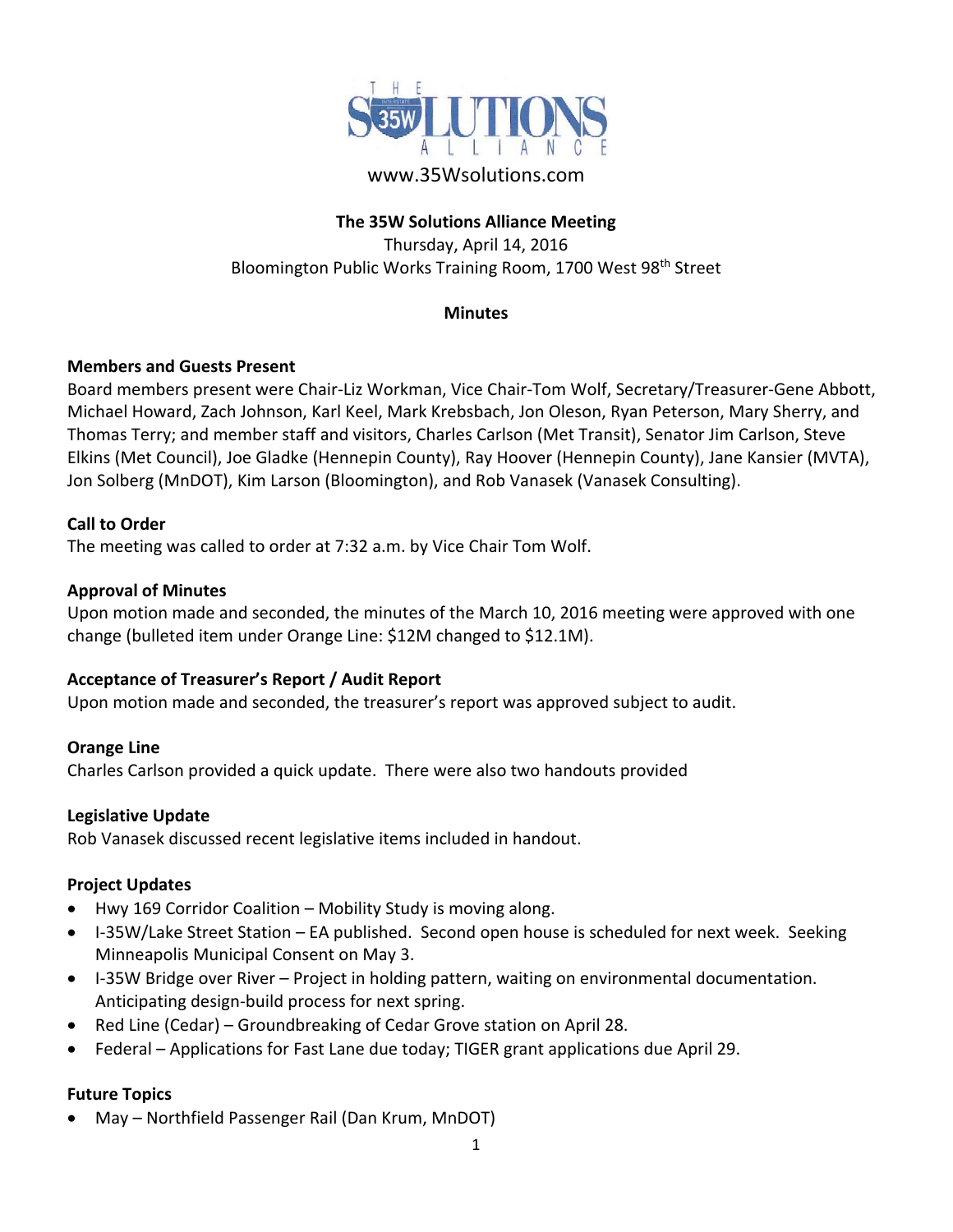# THE 35W SOLUTIONS ALLIANCE

www.35Wsolutions.com

**The 35W Solutions Alliance Meeting**

Thursday, April 14, 2016

Bloomington Public Works Training Room, 1700 West 98th Street

**Minutes**

### Members and Guests Present

Board members present were Chair-Liz Workman, Vice Chair-Tom Wolf, Secretary/Treasurer-Gene Abbott, Michael Howard, Zach Johnson, Karl Keel, Mark Krebsbach, Jon Oleson, Ryan Peterson, Mary Sherry, and Thomas Terry; and member staff and visitors, Charles Carlson (Met Transit), Senator Jim Carlson, Steve Elkins (Met Council), Joe Gladke (Hennepin County), Ray Hoover (Hennepin County), Jane Kansier (MVTA), Jon Solberg (MnDOT), Kim Larson (Bloomington), and Rob Vanasek (Vanasek Consulting).

### Call to Order

The meeting was called to order at 7:32 a.m. by Vice Chair Tom Wolf.

### Approval of Minutes

Upon motion made and seconded, the minutes of the March 10, 2016 meeting were approved with one change (bulleted item under Orange Line: $12M changed to $12.1M).

### Acceptance of Treasurer's Report / Audit Report

Upon motion made and seconded, the treasurer's report was approved subject to audit.

### Orange Line

Charles Carlson provided a quick update. There were also two handouts provided

### Legislative Update

Rob Vanasek discussed recent legislative items included in handout.

### Project Updates

- Hwy 169 Corridor Coalition – Mobility Study is moving along.
- I-35W/Lake Street Station – EA published. Second open house is scheduled for next week. Seeking Minneapolis Municipal Consent on May 3.
- I-35W Bridge over River – Project in holding pattern, waiting on environmental documentation. Anticipating design-build process for next spring.
- Red Line (Cedar) – Groundbreaking of Cedar Grove station on April 28.
- Federal – Applications for Fast Lane due today; TIGER grant applications due April 29.

### Future Topics

- May – Northfield Passenger Rail (Dan Krum, MnDOT)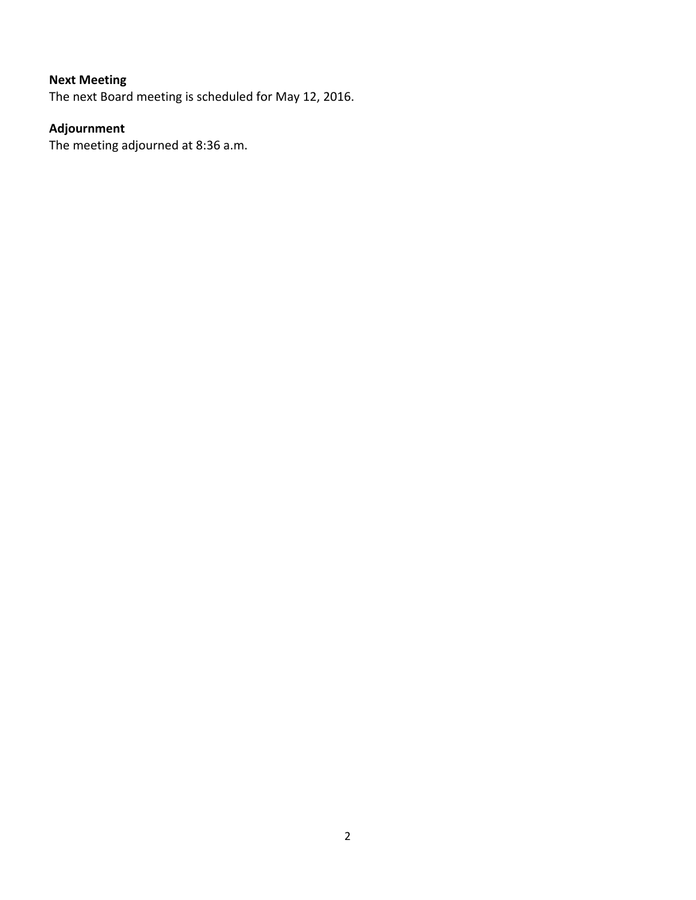**Next Meeting**
The next Board meeting is scheduled for May 12, 2016.

**Adjournment**
The meeting adjourned at 8:36 a.m.